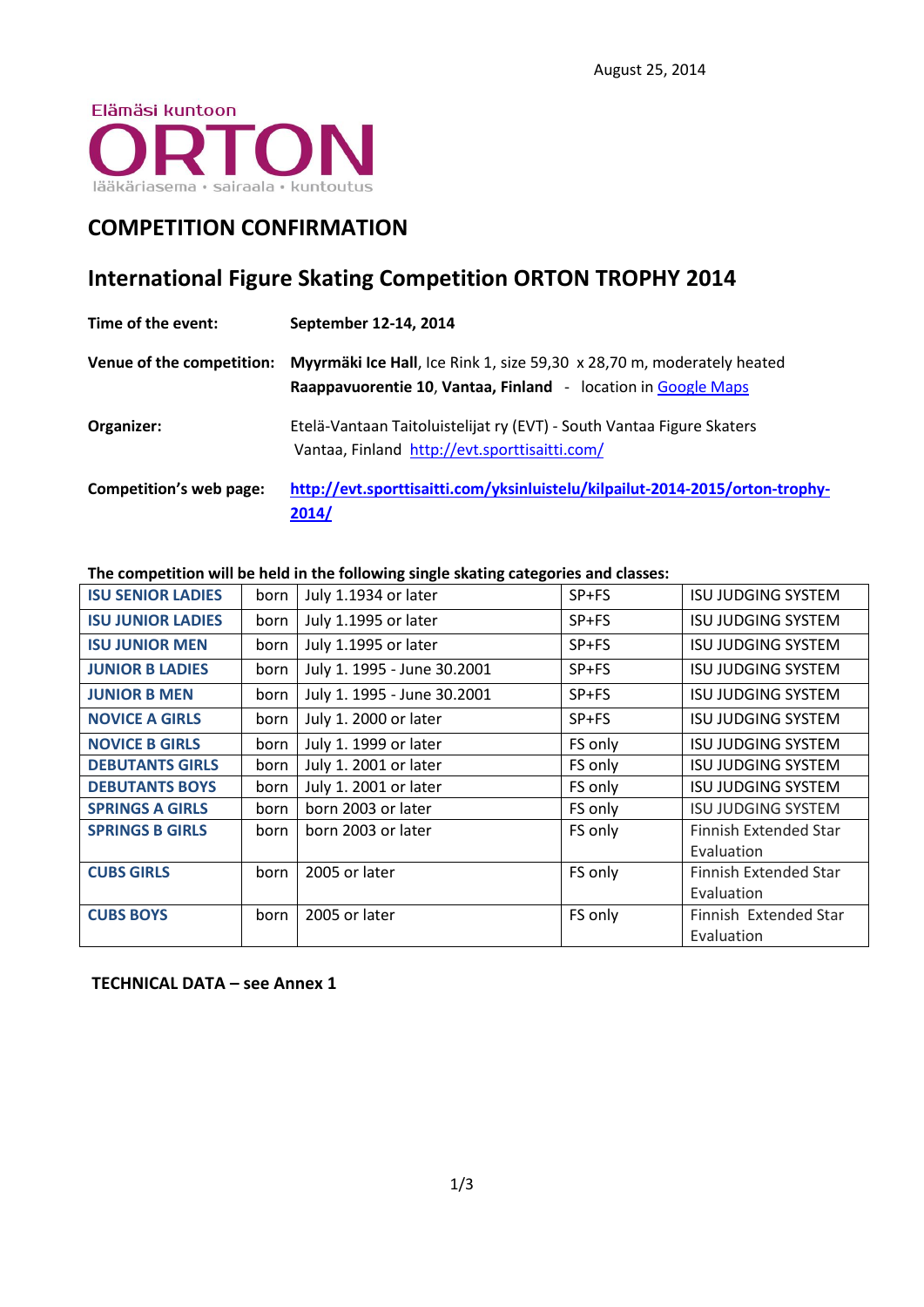August 25, 2014

Elämäsi kuntoon
ORTON
lääkäriasema • sairaala • kuntoutus

## COMPETITION CONFIRMATION

## International Figure Skating Competition ORTON TROPHY 2014

**Time of the event:** **September 12-14, 2014**

**Venue of the competition:** **Myyrmäki Ice Hall**, Ice Rink 1, size 59,30 x 28,70 m, moderately heated
**Raappavuorentie 10**, **Vantaa, Finland** - location in Google Maps

**Organizer:** Etelä-Vantaan Taitoluistelijat ry (EVT) - South Vantaa Figure Skaters
Vantaa, Finland http://evt.sporttisaitti.com/

**Competition's web page:** **http://evt.sporttisaitti.com/yksinluistelu/kilpailut-2014-2015/orton-trophy-2014/**

**The competition will be held in the following single skating categories and classes:**

| | | | | |
|---|---|---|---|---|
| **ISU SENIOR LADIES** | born | July 1.1934 or later | SP+FS | ISU JUDGING SYSTEM |
| **ISU JUNIOR LADIES** | born | July 1.1995 or later | SP+FS | ISU JUDGING SYSTEM |
| **ISU JUNIOR MEN** | born | July 1.1995 or later | SP+FS | ISU JUDGING SYSTEM |
| **JUNIOR B LADIES** | born | July 1. 1995 - June 30.2001 | SP+FS | ISU JUDGING SYSTEM |
| **JUNIOR B MEN** | born | July 1. 1995 - June 30.2001 | SP+FS | ISU JUDGING SYSTEM |
| **NOVICE A GIRLS** | born | July 1. 2000 or later | SP+FS | ISU JUDGING SYSTEM |
| **NOVICE B GIRLS** | born | July 1. 1999 or later | FS only | ISU JUDGING SYSTEM |
| **DEBUTANTS GIRLS** | born | July 1. 2001 or later | FS only | ISU JUDGING SYSTEM |
| **DEBUTANTS BOYS** | born | July 1. 2001 or later | FS only | ISU JUDGING SYSTEM |
| **SPRINGS A GIRLS** | born | born 2003 or later | FS only | ISU JUDGING SYSTEM |
| **SPRINGS B GIRLS** | born | born 2003 or later | FS only | Finnish Extended Star Evaluation |
| **CUBS GIRLS** | born | 2005 or later | FS only | Finnish Extended Star Evaluation |
| **CUBS BOYS** | born | 2005 or later | FS only | Finnish Extended Star Evaluation |

**TECHNICAL DATA – see Annex 1**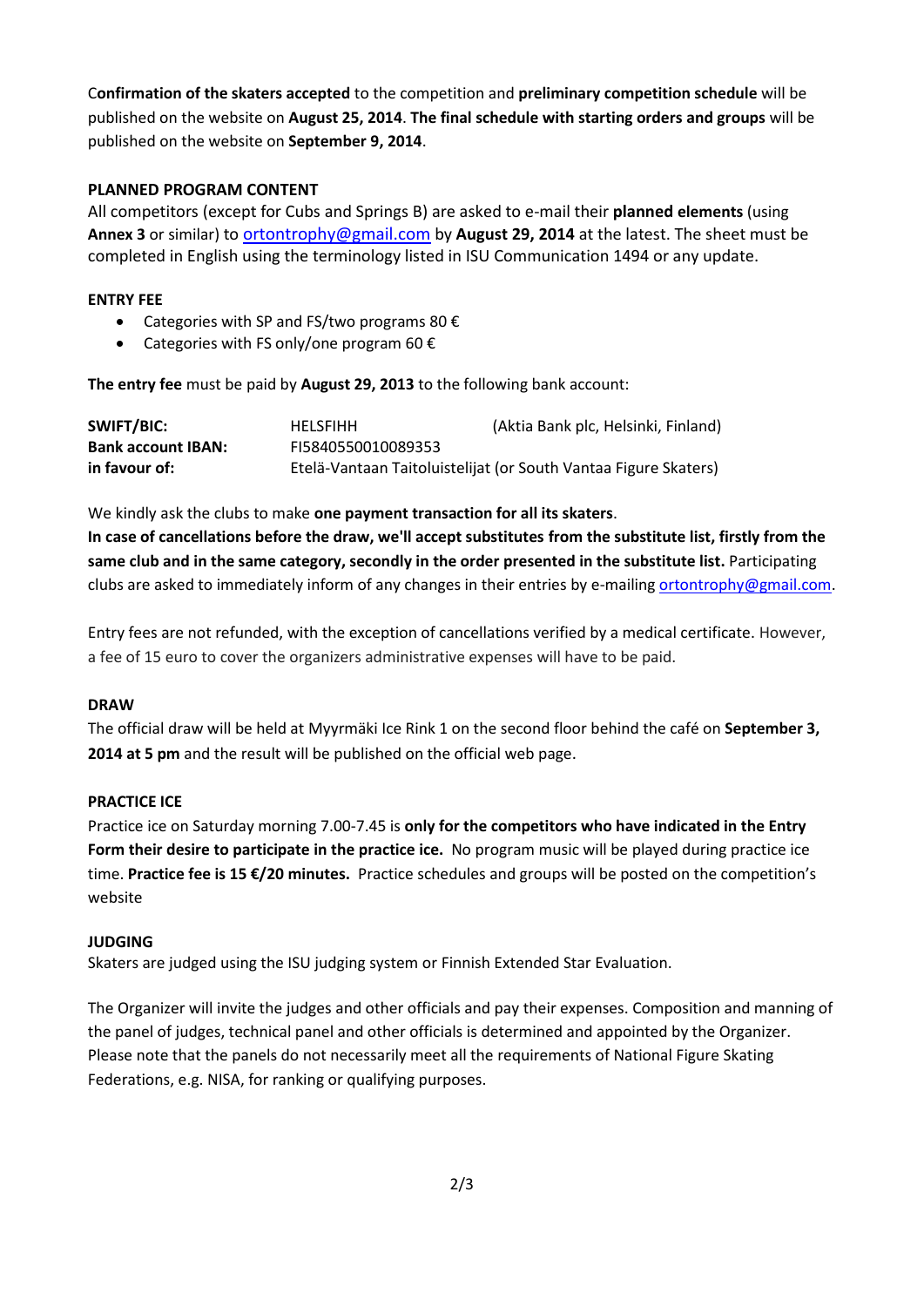**Confirmation of the skaters accepted** to the competition and **preliminary competition schedule** will be published on the website on **August 25, 2014**. **The final schedule with starting orders and groups** will be published on the website on **September 9, 2014**.

**PLANNED PROGRAM CONTENT**

All competitors (except for Cubs and Springs B) are asked to e-mail their **planned elements** (using **Annex 3** or similar) to ortontrophy@gmail.com by **August 29, 2014** at the latest. The sheet must be completed in English using the terminology listed in ISU Communication 1494 or any update.

**ENTRY FEE**

- Categories with SP and FS/two programs 80 €
- Categories with FS only/one program 60 €

**The entry fee** must be paid by **August 29, 2013** to the following bank account:

| | | |
|---|---|---|
| **SWIFT/BIC:** | HELSFIHH | (Aktia Bank plc, Helsinki, Finland) |
| **Bank account IBAN:** | FI5840550010089353 | |
| **in favour of:** | Etelä-Vantaan Taitoluistelijat (or South Vantaa Figure Skaters) | |

We kindly ask the clubs to make **one payment transaction for all its skaters**.
**In case of cancellations before the draw, we'll accept substitutes from the substitute list, firstly from the same club and in the same category, secondly in the order presented in the substitute list.** Participating clubs are asked to immediately inform of any changes in their entries by e-mailing ortontrophy@gmail.com.

Entry fees are not refunded, with the exception of cancellations verified by a medical certificate. However, a fee of 15 euro to cover the organizers administrative expenses will have to be paid.

**DRAW**

The official draw will be held at Myyrmäki Ice Rink 1 on the second floor behind the café on **September 3, 2014 at 5 pm** and the result will be published on the official web page.

**PRACTICE ICE**

Practice ice on Saturday morning 7.00-7.45 is **only for the competitors who have indicated in the Entry Form their desire to participate in the practice ice.** No program music will be played during practice ice time. **Practice fee is 15 €/20 minutes.** Practice schedules and groups will be posted on the competition's website

**JUDGING**

Skaters are judged using the ISU judging system or Finnish Extended Star Evaluation.

The Organizer will invite the judges and other officials and pay their expenses. Composition and manning of the panel of judges, technical panel and other officials is determined and appointed by the Organizer. Please note that the panels do not necessarily meet all the requirements of National Figure Skating Federations, e.g. NISA, for ranking or qualifying purposes.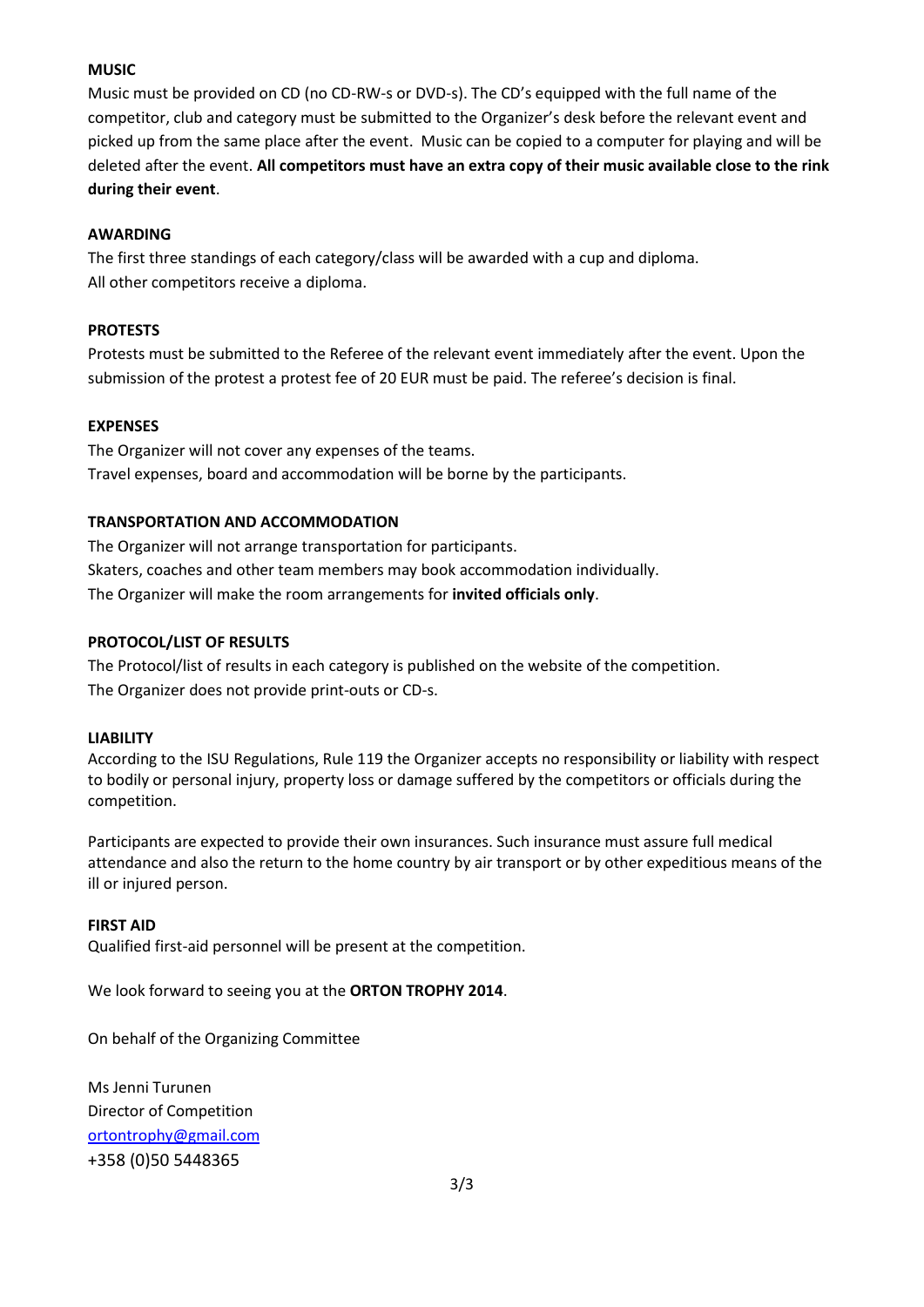**MUSIC**

Music must be provided on CD (no CD-RW-s or DVD-s). The CD's equipped with the full name of the competitor, club and category must be submitted to the Organizer's desk before the relevant event and picked up from the same place after the event. Music can be copied to a computer for playing and will be deleted after the event. **All competitors must have an extra copy of their music available close to the rink during their event**.

**AWARDING**

The first three standings of each category/class will be awarded with a cup and diploma.
All other competitors receive a diploma.

**PROTESTS**

Protests must be submitted to the Referee of the relevant event immediately after the event. Upon the submission of the protest a protest fee of 20 EUR must be paid. The referee's decision is final.

**EXPENSES**

The Organizer will not cover any expenses of the teams.
Travel expenses, board and accommodation will be borne by the participants.

**TRANSPORTATION AND ACCOMMODATION**

The Organizer will not arrange transportation for participants.
Skaters, coaches and other team members may book accommodation individually.
The Organizer will make the room arrangements for **invited officials only**.

**PROTOCOL/LIST OF RESULTS**

The Protocol/list of results in each category is published on the website of the competition.
The Organizer does not provide print-outs or CD-s.

**LIABILITY**

According to the ISU Regulations, Rule 119 the Organizer accepts no responsibility or liability with respect to bodily or personal injury, property loss or damage suffered by the competitors or officials during the competition.

Participants are expected to provide their own insurances. Such insurance must assure full medical attendance and also the return to the home country by air transport or by other expeditious means of the ill or injured person.

**FIRST AID**

Qualified first-aid personnel will be present at the competition.

We look forward to seeing you at the **ORTON TROPHY 2014**.

On behalf of the Organizing Committee

Ms Jenni Turunen
Director of Competition
ortontrophy@gmail.com
+358 (0)50 5448365